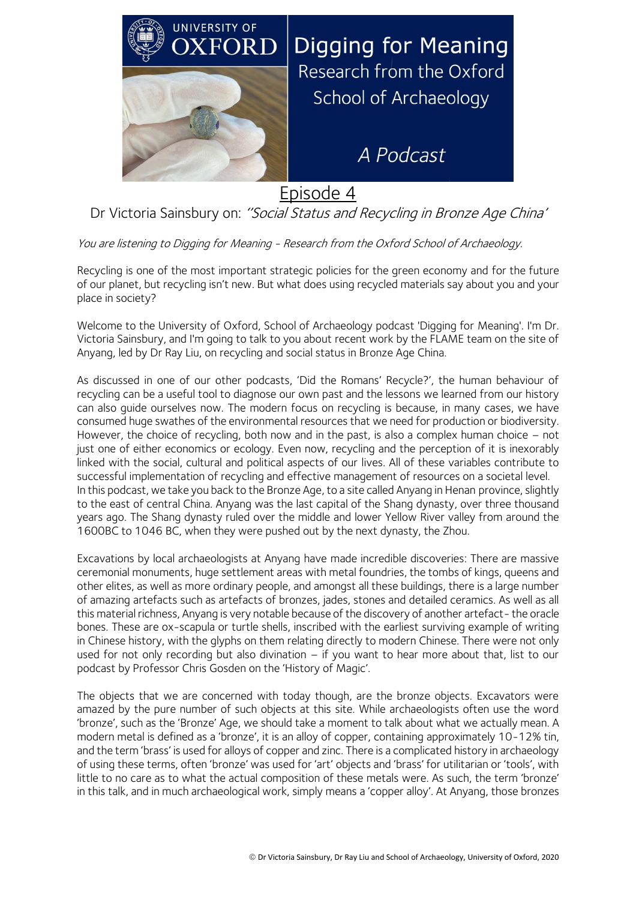# UNIVERSITY OF OXFORD

## Digging for Meaning

Research from the Oxford School of Archaeology

*A Podcast*

## Episode 4

Dr Victoria Sainsbury on: *''Social Status and Recycling in Bronze Age China'*

*You are listening to Digging for Meaning - Research from the Oxford School of Archaeology.*

Recycling is one of the most important strategic policies for the green economy and for the future of our planet, but recycling isn't new. But what does using recycled materials say about you and your place in society?

Welcome to the University of Oxford, School of Archaeology podcast 'Digging for Meaning'. I'm Dr. Victoria Sainsbury, and I'm going to talk to you about recent work by the FLAME team on the site of Anyang, led by Dr Ray Liu, on recycling and social status in Bronze Age China.

As discussed in one of our other podcasts, 'Did the Romans' Recycle?', the human behaviour of recycling can be a useful tool to diagnose our own past and the lessons we learned from our history can also guide ourselves now. The modern focus on recycling is because, in many cases, we have consumed huge swathes of the environmental resources that we need for production or biodiversity. However, the choice of recycling, both now and in the past, is also a complex human choice – not just one of either economics or ecology. Even now, recycling and the perception of it is inexorably linked with the social, cultural and political aspects of our lives. All of these variables contribute to successful implementation of recycling and effective management of resources on a societal level.
In this podcast, we take you back to the Bronze Age, to a site called Anyang in Henan province, slightly to the east of central China. Anyang was the last capital of the Shang dynasty, over three thousand years ago. The Shang dynasty ruled over the middle and lower Yellow River valley from around the 1600BC to 1046 BC, when they were pushed out by the next dynasty, the Zhou.

Excavations by local archaeologists at Anyang have made incredible discoveries: There are massive ceremonial monuments, huge settlement areas with metal foundries, the tombs of kings, queens and other elites, as well as more ordinary people, and amongst all these buildings, there is a large number of amazing artefacts such as artefacts of bronzes, jades, stones and detailed ceramics. As well as all this material richness, Anyang is very notable because of the discovery of another artefact- the oracle bones. These are ox-scapula or turtle shells, inscribed with the earliest surviving example of writing in Chinese history, with the glyphs on them relating directly to modern Chinese. There were not only used for not only recording but also divination – if you want to hear more about that, list to our podcast by Professor Chris Gosden on the 'History of Magic'.

The objects that we are concerned with today though, are the bronze objects. Excavators were amazed by the pure number of such objects at this site. While archaeologists often use the word 'bronze', such as the 'Bronze' Age, we should take a moment to talk about what we actually mean. A modern metal is defined as a 'bronze', it is an alloy of copper, containing approximately 10-12% tin, and the term 'brass' is used for alloys of copper and zinc. There is a complicated history in archaeology of using these terms, often 'bronze' was used for 'art' objects and 'brass' for utilitarian or 'tools', with little to no care as to what the actual composition of these metals were. As such, the term 'bronze' in this talk, and in much archaeological work, simply means a 'copper alloy'. At Anyang, those bronzes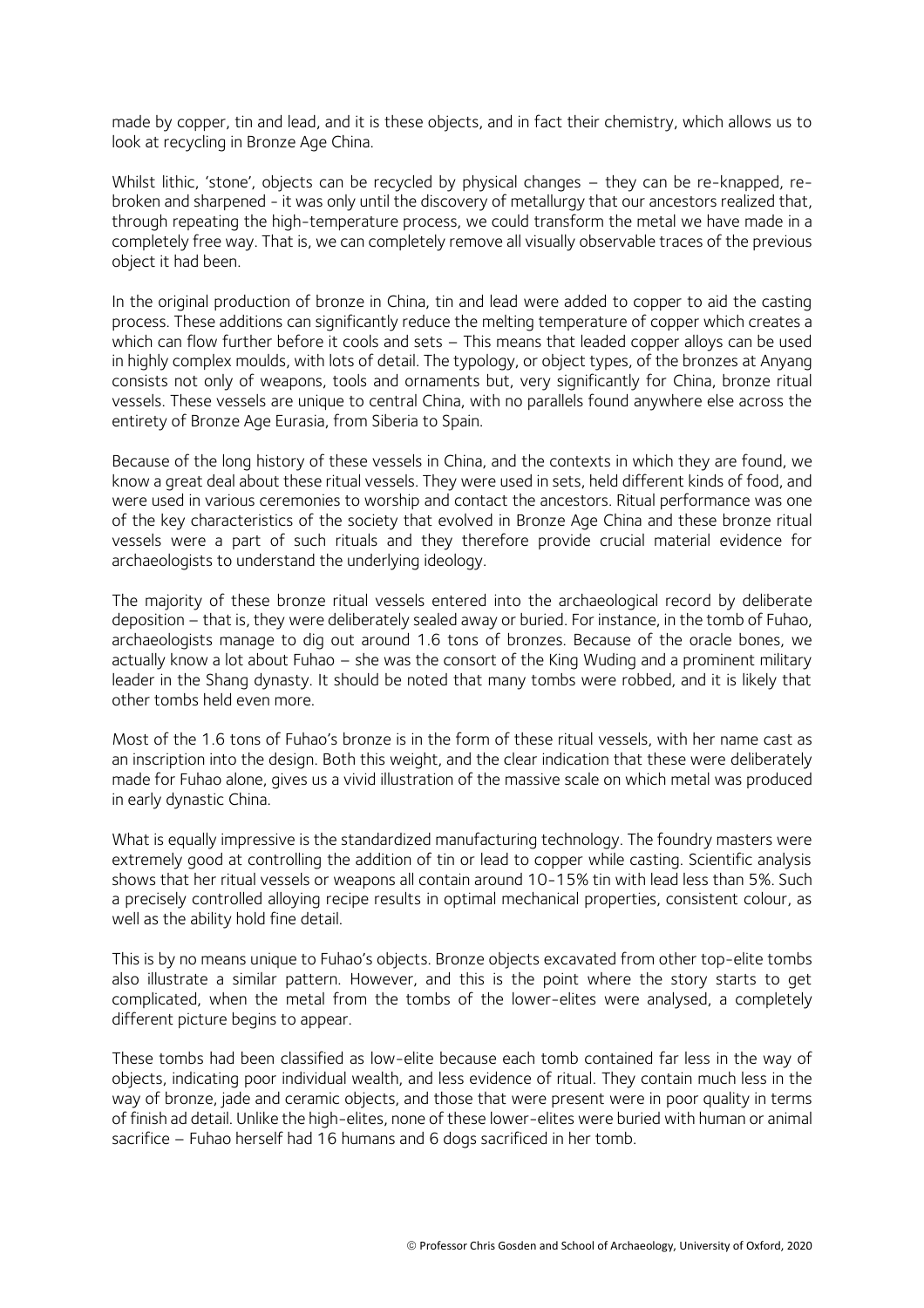made by copper, tin and lead, and it is these objects, and in fact their chemistry, which allows us to look at recycling in Bronze Age China.

Whilst lithic, 'stone', objects can be recycled by physical changes – they can be re-knapped, re-broken and sharpened - it was only until the discovery of metallurgy that our ancestors realized that, through repeating the high-temperature process, we could transform the metal we have made in a completely free way. That is, we can completely remove all visually observable traces of the previous object it had been.

In the original production of bronze in China, tin and lead were added to copper to aid the casting process. These additions can significantly reduce the melting temperature of copper which creates a which can flow further before it cools and sets – This means that leaded copper alloys can be used in highly complex moulds, with lots of detail. The typology, or object types, of the bronzes at Anyang consists not only of weapons, tools and ornaments but, very significantly for China, bronze ritual vessels. These vessels are unique to central China, with no parallels found anywhere else across the entirety of Bronze Age Eurasia, from Siberia to Spain.

Because of the long history of these vessels in China, and the contexts in which they are found, we know a great deal about these ritual vessels. They were used in sets, held different kinds of food, and were used in various ceremonies to worship and contact the ancestors. Ritual performance was one of the key characteristics of the society that evolved in Bronze Age China and these bronze ritual vessels were a part of such rituals and they therefore provide crucial material evidence for archaeologists to understand the underlying ideology.

The majority of these bronze ritual vessels entered into the archaeological record by deliberate deposition – that is, they were deliberately sealed away or buried. For instance, in the tomb of Fuhao, archaeologists manage to dig out around 1.6 tons of bronzes. Because of the oracle bones, we actually know a lot about Fuhao – she was the consort of the King Wuding and a prominent military leader in the Shang dynasty. It should be noted that many tombs were robbed, and it is likely that other tombs held even more.

Most of the 1.6 tons of Fuhao's bronze is in the form of these ritual vessels, with her name cast as an inscription into the design. Both this weight, and the clear indication that these were deliberately made for Fuhao alone, gives us a vivid illustration of the massive scale on which metal was produced in early dynastic China.

What is equally impressive is the standardized manufacturing technology. The foundry masters were extremely good at controlling the addition of tin or lead to copper while casting. Scientific analysis shows that her ritual vessels or weapons all contain around 10-15% tin with lead less than 5%. Such a precisely controlled alloying recipe results in optimal mechanical properties, consistent colour, as well as the ability hold fine detail.

This is by no means unique to Fuhao's objects. Bronze objects excavated from other top-elite tombs also illustrate a similar pattern. However, and this is the point where the story starts to get complicated, when the metal from the tombs of the lower-elites were analysed, a completely different picture begins to appear.

These tombs had been classified as low-elite because each tomb contained far less in the way of objects, indicating poor individual wealth, and less evidence of ritual. They contain much less in the way of bronze, jade and ceramic objects, and those that were present were in poor quality in terms of finish ad detail. Unlike the high-elites, none of these lower-elites were buried with human or animal sacrifice – Fuhao herself had 16 humans and 6 dogs sacrificed in her tomb.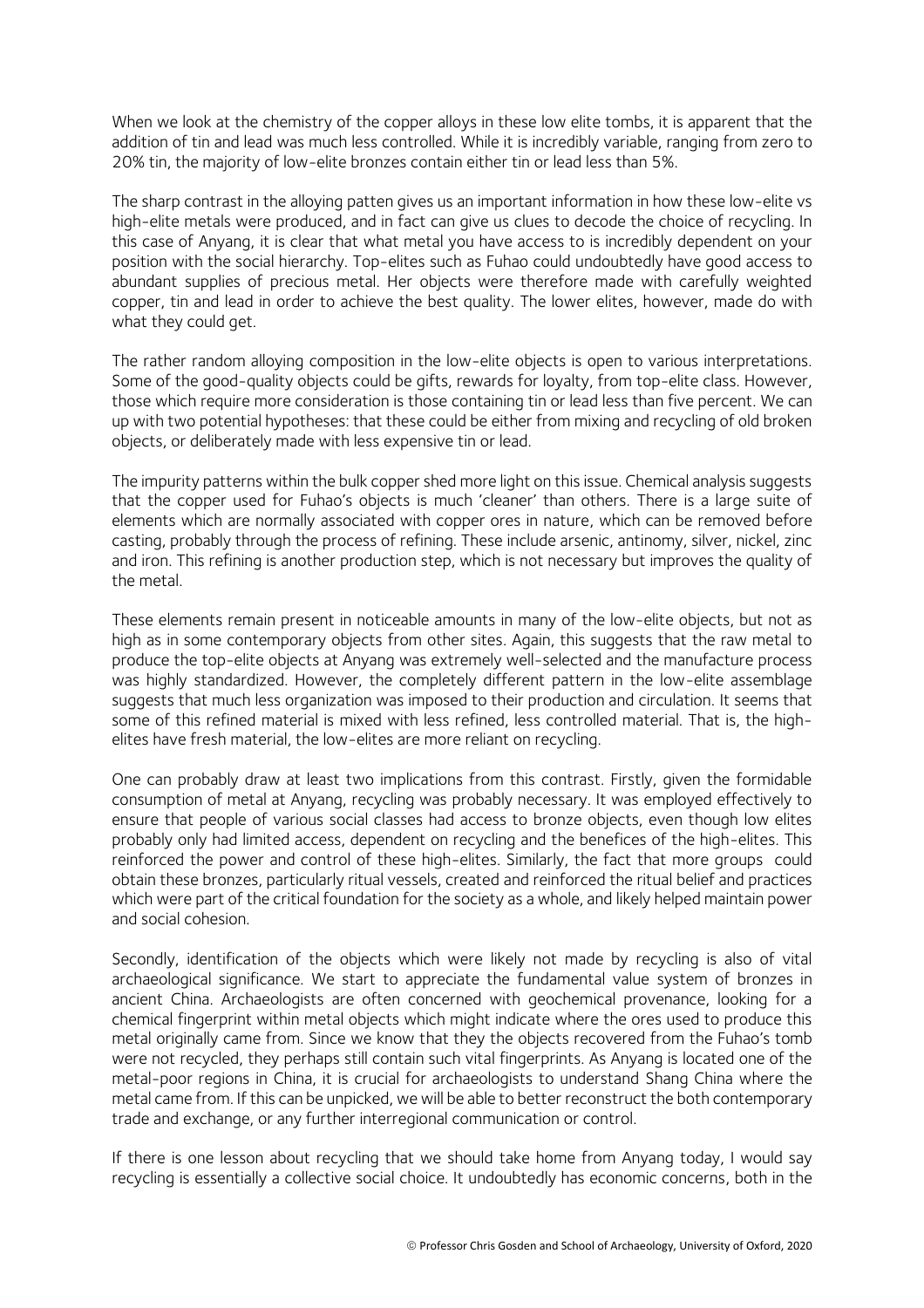When we look at the chemistry of the copper alloys in these low elite tombs, it is apparent that the addition of tin and lead was much less controlled. While it is incredibly variable, ranging from zero to 20% tin, the majority of low-elite bronzes contain either tin or lead less than 5%.

The sharp contrast in the alloying patten gives us an important information in how these low-elite vs high-elite metals were produced, and in fact can give us clues to decode the choice of recycling. In this case of Anyang, it is clear that what metal you have access to is incredibly dependent on your position with the social hierarchy. Top-elites such as Fuhao could undoubtedly have good access to abundant supplies of precious metal. Her objects were therefore made with carefully weighted copper, tin and lead in order to achieve the best quality. The lower elites, however, made do with what they could get.

The rather random alloying composition in the low-elite objects is open to various interpretations. Some of the good-quality objects could be gifts, rewards for loyalty, from top-elite class. However, those which require more consideration is those containing tin or lead less than five percent. We can up with two potential hypotheses: that these could be either from mixing and recycling of old broken objects, or deliberately made with less expensive tin or lead.

The impurity patterns within the bulk copper shed more light on this issue. Chemical analysis suggests that the copper used for Fuhao's objects is much 'cleaner' than others. There is a large suite of elements which are normally associated with copper ores in nature, which can be removed before casting, probably through the process of refining. These include arsenic, antinomy, silver, nickel, zinc and iron. This refining is another production step, which is not necessary but improves the quality of the metal.

These elements remain present in noticeable amounts in many of the low-elite objects, but not as high as in some contemporary objects from other sites. Again, this suggests that the raw metal to produce the top-elite objects at Anyang was extremely well-selected and the manufacture process was highly standardized. However, the completely different pattern in the low-elite assemblage suggests that much less organization was imposed to their production and circulation. It seems that some of this refined material is mixed with less refined, less controlled material. That is, the high-elites have fresh material, the low-elites are more reliant on recycling.

One can probably draw at least two implications from this contrast. Firstly, given the formidable consumption of metal at Anyang, recycling was probably necessary. It was employed effectively to ensure that people of various social classes had access to bronze objects, even though low elites probably only had limited access, dependent on recycling and the benefices of the high-elites. This reinforced the power and control of these high-elites. Similarly, the fact that more groups could obtain these bronzes, particularly ritual vessels, created and reinforced the ritual belief and practices which were part of the critical foundation for the society as a whole, and likely helped maintain power and social cohesion.

Secondly, identification of the objects which were likely not made by recycling is also of vital archaeological significance. We start to appreciate the fundamental value system of bronzes in ancient China. Archaeologists are often concerned with geochemical provenance, looking for a chemical fingerprint within metal objects which might indicate where the ores used to produce this metal originally came from. Since we know that they the objects recovered from the Fuhao's tomb were not recycled, they perhaps still contain such vital fingerprints. As Anyang is located one of the metal-poor regions in China, it is crucial for archaeologists to understand Shang China where the metal came from. If this can be unpicked, we will be able to better reconstruct the both contemporary trade and exchange, or any further interregional communication or control.

If there is one lesson about recycling that we should take home from Anyang today, I would say recycling is essentially a collective social choice. It undoubtedly has economic concerns, both in the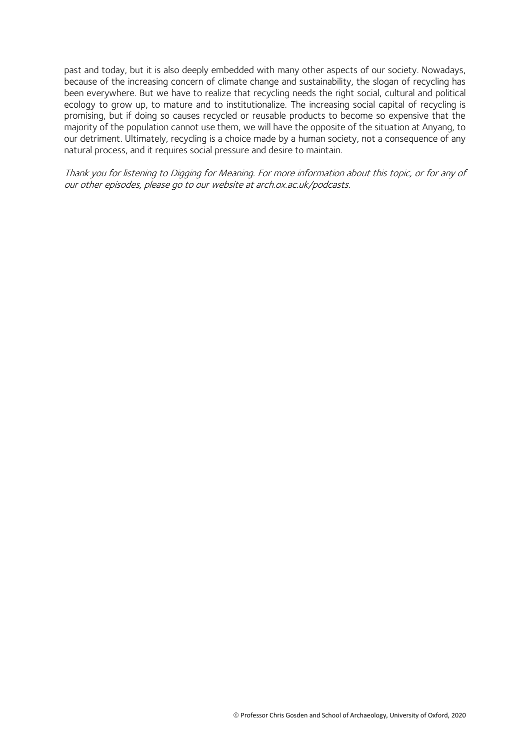past and today, but it is also deeply embedded with many other aspects of our society. Nowadays, because of the increasing concern of climate change and sustainability, the slogan of recycling has been everywhere. But we have to realize that recycling needs the right social, cultural and political ecology to grow up, to mature and to institutionalize. The increasing social capital of recycling is promising, but if doing so causes recycled or reusable products to become so expensive that the majority of the population cannot use them, we will have the opposite of the situation at Anyang, to our detriment. Ultimately, recycling is a choice made by a human society, not a consequence of any natural process, and it requires social pressure and desire to maintain.

*Thank you for listening to Digging for Meaning. For more information about this topic, or for any of our other episodes, please go to our website at arch.ox.ac.uk/podcasts.*

© Professor Chris Gosden and School of Archaeology, University of Oxford, 2020